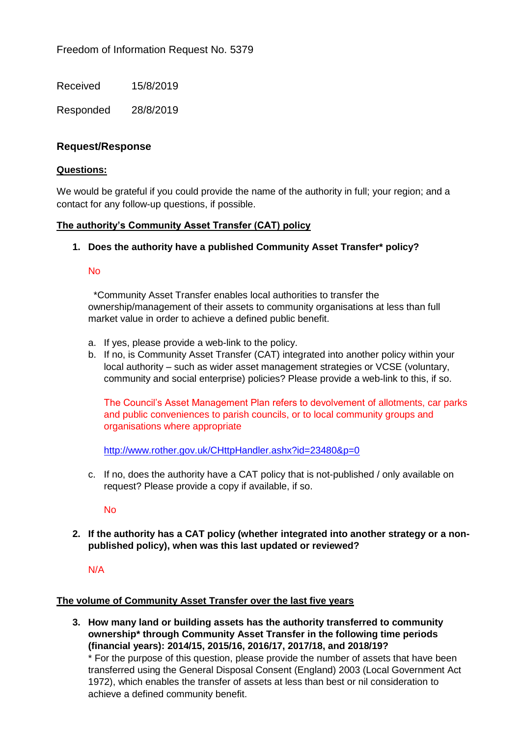Freedom of Information Request No. 5379

Received 15/8/2019

Responded 28/8/2019

## Request/Response

**Questions:**

We would be grateful if you could provide the name of the authority in full; your region; and a contact for any follow-up questions, if possible.

**The authority's Community Asset Transfer (CAT) policy**

1. **Does the authority have a published Community Asset Transfer* policy?**

   No

   *Community Asset Transfer enables local authorities to transfer the ownership/management of their assets to community organisations at less than full market value in order to achieve a defined public benefit.

   a. If yes, please provide a web-link to the policy.
   
   b. If no, is Community Asset Transfer (CAT) integrated into another policy within your local authority – such as wider asset management strategies or VCSE (voluntary, community and social enterprise) policies? Please provide a web-link to this, if so.

      The Council's Asset Management Plan refers to devolvement of allotments, car parks and public conveniences to parish councils, or to local community groups and organisations where appropriate

      http://www.rother.gov.uk/CHttpHandler.ashx?id=23480&p=0

   c. If no, does the authority have a CAT policy that is not-published / only available on request? Please provide a copy if available, if so.

      No

2. **If the authority has a CAT policy (whether integrated into another strategy or a non-published policy), when was this last updated or reviewed?**

   N/A

**The volume of Community Asset Transfer over the last five years**

3. **How many land or building assets has the authority transferred to community ownership* through Community Asset Transfer in the following time periods (financial years): 2014/15, 2015/16, 2016/17, 2017/18, and 2018/19?**
   * For the purpose of this question, please provide the number of assets that have been transferred using the General Disposal Consent (England) 2003 (Local Government Act 1972), which enables the transfer of assets at less than best or nil consideration to achieve a defined community benefit.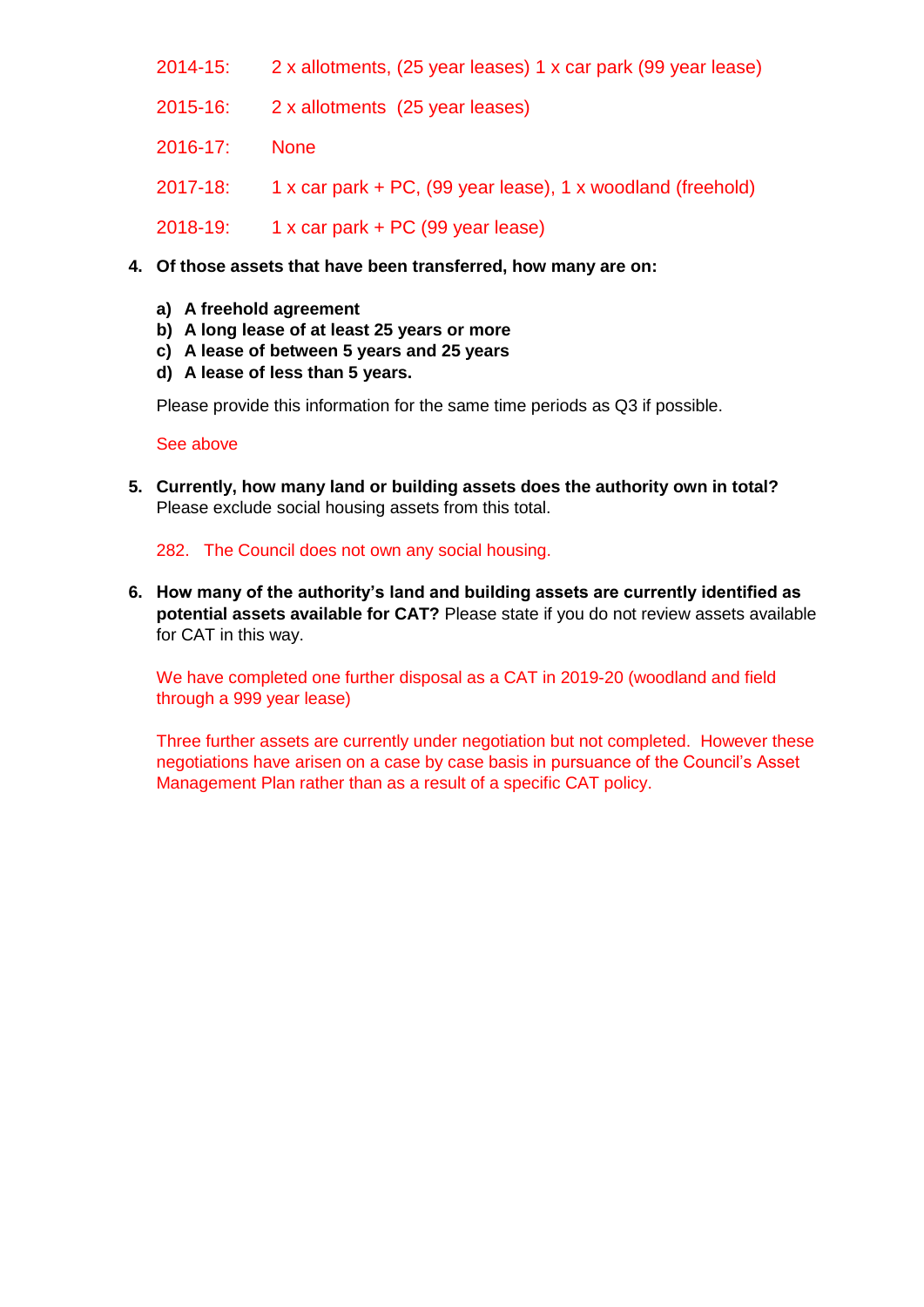2014-15: 2 x allotments, (25 year leases) 1 x car park (99 year lease)

2015-16: 2 x allotments (25 year leases)

2016-17: None

2017-18: 1 x car park + PC, (99 year lease), 1 x woodland (freehold)

2018-19: 1 x car park + PC (99 year lease)

4. **Of those assets that have been transferred, how many are on:**

   **a) A freehold agreement**
   **b) A long lease of at least 25 years or more**
   **c) A lease of between 5 years and 25 years**
   **d) A lease of less than 5 years.**

   Please provide this information for the same time periods as Q3 if possible.

   See above

5. **Currently, how many land or building assets does the authority own in total?** Please exclude social housing assets from this total.

   282. The Council does not own any social housing.

6. **How many of the authority's land and building assets are currently identified as potential assets available for CAT?** Please state if you do not review assets available for CAT in this way.

   We have completed one further disposal as a CAT in 2019-20 (woodland and field through a 999 year lease)

   Three further assets are currently under negotiation but not completed. However these negotiations have arisen on a case by case basis in pursuance of the Council's Asset Management Plan rather than as a result of a specific CAT policy.